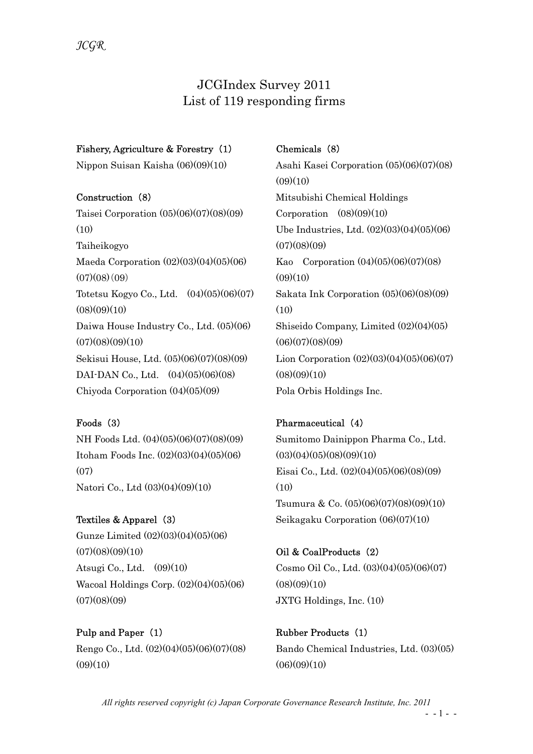# JCGIndex Survey 2011
## List of 119 responding firms

**Fishery, Agriculture & Forestry（1）**

Nippon Suisan Kaisha (06)(09)(10)

**Construction（8）**

Taisei Corporation (05)(06)(07)(08)(09)(10)

Taiheikogyo

Maeda Corporation (02)(03)(04)(05)(06)(07)(08)(09)

Totetsu Kogyo Co., Ltd.　(04)(05)(06)(07)(08)(09)(10)

Daiwa House Industry Co., Ltd. (05)(06)(07)(08)(09)(10)

Sekisui House, Ltd. (05)(06)(07)(08)(09)

DAI-DAN Co., Ltd.　(04)(05)(06)(08)

Chiyoda Corporation (04)(05)(09)

**Foods（3）**

NH Foods Ltd. (04)(05)(06)(07)(08)(09)

Itoham Foods Inc. (02)(03)(04)(05)(06)(07)

Natori Co., Ltd (03)(04)(09)(10)

**Textiles & Apparel（3）**

Gunze Limited (02)(03)(04)(05)(06)(07)(08)(09)(10)

Atsugi Co., Ltd.　(09)(10)

Wacoal Holdings Corp. (02)(04)(05)(06)(07)(08)(09)

**Pulp and Paper（1）**

Rengo Co., Ltd. (02)(04)(05)(06)(07)(08)(09)(10)

**Chemicals（8）**

Asahi Kasei Corporation (05)(06)(07)(08)(09)(10)

Mitsubishi Chemical Holdings Corporation　(08)(09)(10)

Ube Industries, Ltd. (02)(03)(04)(05)(06)(07)(08)(09)

Kao　Corporation (04)(05)(06)(07)(08)(09)(10)

Sakata Ink Corporation (05)(06)(08)(09)(10)

Shiseido Company, Limited (02)(04)(05)(06)(07)(08)(09)

Lion Corporation (02)(03)(04)(05)(06)(07)(08)(09)(10)

Pola Orbis Holdings Inc.

**Pharmaceutical（4）**

Sumitomo Dainippon Pharma Co., Ltd. (03)(04)(05)(08)(09)(10)

Eisai Co., Ltd. (02)(04)(05)(06)(08)(09)(10)

Tsumura & Co. (05)(06)(07)(08)(09)(10)

Seikagaku Corporation (06)(07)(10)

**Oil & CoalProducts（2）**

Cosmo Oil Co., Ltd. (03)(04)(05)(06)(07)(08)(09)(10)

JXTG Holdings, Inc. (10)

**Rubber Products（1）**

Bando Chemical Industries, Ltd. (03)(05)(06)(09)(10)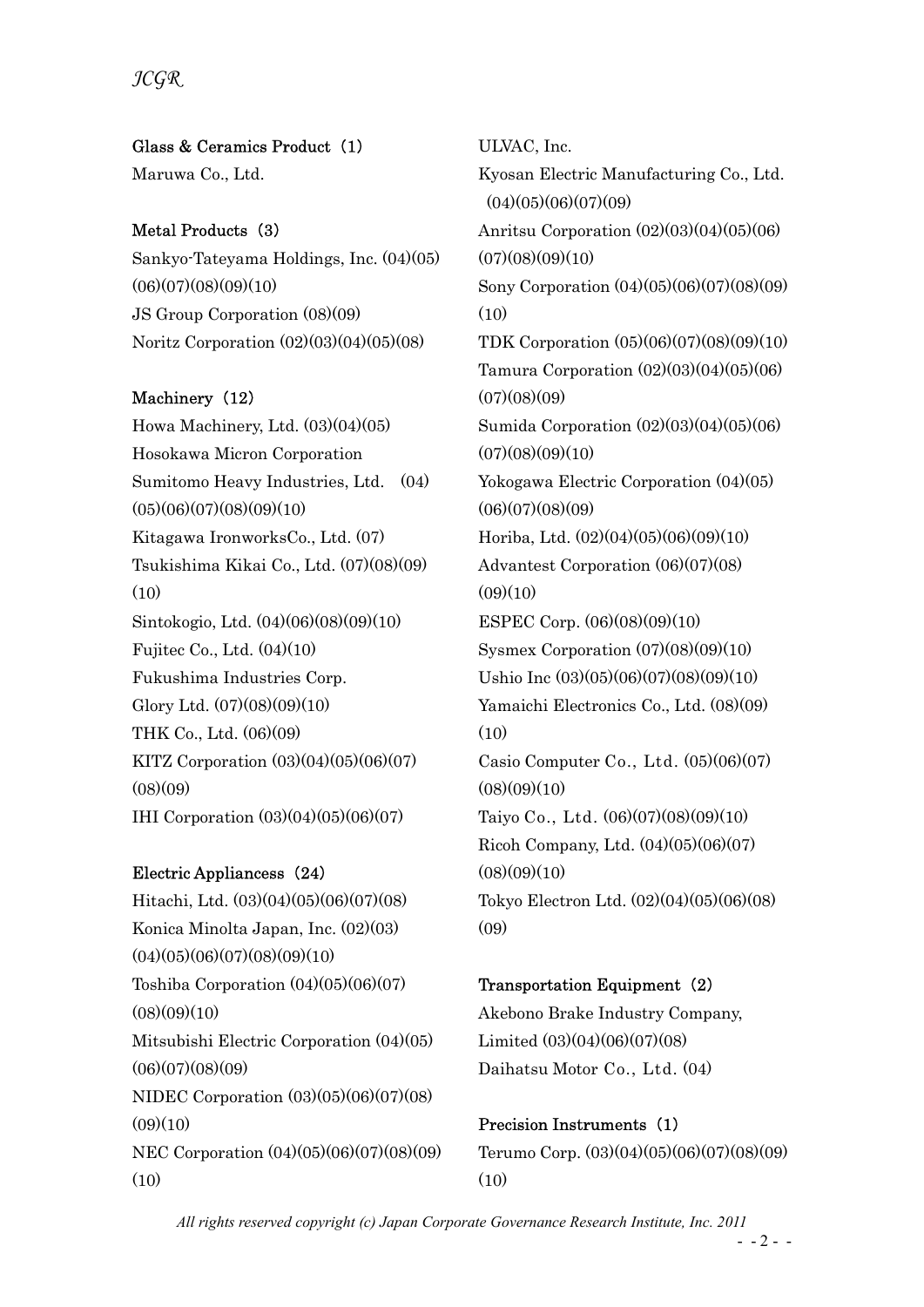**Glass & Ceramics Product（1）**

Maruwa Co., Ltd.

**Metal Products（3）**

Sankyo-Tateyama Holdings, Inc. (04)(05)(06)(07)(08)(09)(10)

JS Group Corporation (08)(09)

Noritz Corporation (02)(03)(04)(05)(08)

**Machinery（12）**

Howa Machinery, Ltd. (03)(04)(05)

Hosokawa Micron Corporation

Sumitomo Heavy Industries, Ltd. (04)(05)(06)(07)(08)(09)(10)

Kitagawa IronworksCo., Ltd. (07)

Tsukishima Kikai Co., Ltd. (07)(08)(09)(10)

Sintokogio, Ltd. (04)(06)(08)(09)(10)

Fujitec Co., Ltd. (04)(10)

Fukushima Industries Corp.

Glory Ltd. (07)(08)(09)(10)

THK Co., Ltd. (06)(09)

KITZ Corporation (03)(04)(05)(06)(07)(08)(09)

IHI Corporation (03)(04)(05)(06)(07)

**Electric Appliancess（24）**

Hitachi, Ltd. (03)(04)(05)(06)(07)(08)

Konica Minolta Japan, Inc. (02)(03)(04)(05)(06)(07)(08)(09)(10)

Toshiba Corporation (04)(05)(06)(07)(08)(09)(10)

Mitsubishi Electric Corporation (04)(05)(06)(07)(08)(09)

NIDEC Corporation (03)(05)(06)(07)(08)(09)(10)

NEC Corporation (04)(05)(06)(07)(08)(09)(10)

ULVAC, Inc.

Kyosan Electric Manufacturing Co., Ltd. (04)(05)(06)(07)(09)

Anritsu Corporation (02)(03)(04)(05)(06)(07)(08)(09)(10)

Sony Corporation (04)(05)(06)(07)(08)(09)(10)

TDK Corporation (05)(06)(07)(08)(09)(10)

Tamura Corporation (02)(03)(04)(05)(06)(07)(08)(09)

Sumida Corporation (02)(03)(04)(05)(06)(07)(08)(09)(10)

Yokogawa Electric Corporation (04)(05)(06)(07)(08)(09)

Horiba, Ltd. (02)(04)(05)(06)(09)(10)

Advantest Corporation (06)(07)(08)(09)(10)

ESPEC Corp. (06)(08)(09)(10)

Sysmex Corporation (07)(08)(09)(10)

Ushio Inc (03)(05)(06)(07)(08)(09)(10)

Yamaichi Electronics Co., Ltd. (08)(09)(10)

Casio Computer Co., Ltd. (05)(06)(07)(08)(09)(10)

Taiyo Co., Ltd. (06)(07)(08)(09)(10)

Ricoh Company, Ltd. (04)(05)(06)(07)(08)(09)(10)

Tokyo Electron Ltd. (02)(04)(05)(06)(08)(09)

**Transportation Equipment（2）**

Akebono Brake Industry Company, Limited (03)(04)(06)(07)(08)

Daihatsu Motor Co., Ltd. (04)

**Precision Instruments（1）**

Terumo Corp. (03)(04)(05)(06)(07)(08)(09)(10)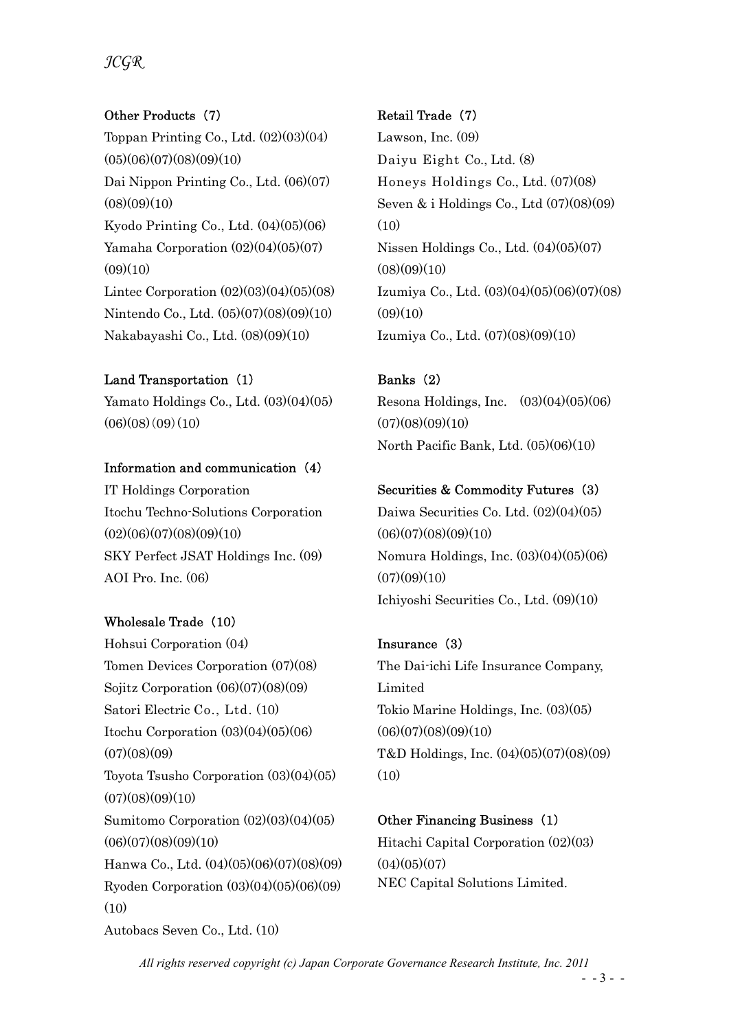**Other Products（7）**

Toppan Printing Co., Ltd. (02)(03)(04)(05)(06)(07)(08)(09)(10)

Dai Nippon Printing Co., Ltd. (06)(07)(08)(09)(10)

Kyodo Printing Co., Ltd. (04)(05)(06)

Yamaha Corporation (02)(04)(05)(07)(09)(10)

Lintec Corporation (02)(03)(04)(05)(08)

Nintendo Co., Ltd. (05)(07)(08)(09)(10)

Nakabayashi Co., Ltd. (08)(09)(10)

**Land Transportation（1）**

Yamato Holdings Co., Ltd. (03)(04)(05)(06)(08)(09)(10)

**Information and communication（4）**

IT Holdings Corporation

Itochu Techno-Solutions Corporation (02)(06)(07)(08)(09)(10)

SKY Perfect JSAT Holdings Inc. (09)

AOI Pro. Inc. (06)

**Wholesale Trade（10）**

Hohsui Corporation (04)

Tomen Devices Corporation (07)(08)

Sojitz Corporation (06)(07)(08)(09)

Satori Electric Co., Ltd. (10)

Itochu Corporation (03)(04)(05)(06)(07)(08)(09)

Toyota Tsusho Corporation (03)(04)(05)(07)(08)(09)(10)

Sumitomo Corporation (02)(03)(04)(05)(06)(07)(08)(09)(10)

Hanwa Co., Ltd. (04)(05)(06)(07)(08)(09)

Ryoden Corporation (03)(04)(05)(06)(09)(10)

Autobacs Seven Co., Ltd. (10)

**Retail Trade（7）**

Lawson, Inc. (09)

Daiyu Eight Co., Ltd. (8)

Honeys Holdings Co., Ltd. (07)(08)

Seven & i Holdings Co., Ltd (07)(08)(09)(10)

Nissen Holdings Co., Ltd. (04)(05)(07)(08)(09)(10)

Izumiya Co., Ltd. (03)(04)(05)(06)(07)(08)(09)(10)

Izumiya Co., Ltd. (07)(08)(09)(10)

**Banks（2）**

Resona Holdings, Inc. (03)(04)(05)(06)(07)(08)(09)(10)

North Pacific Bank, Ltd. (05)(06)(10)

**Securities & Commodity Futures（3）**

Daiwa Securities Co. Ltd. (02)(04)(05)(06)(07)(08)(09)(10)

Nomura Holdings, Inc. (03)(04)(05)(06)(07)(09)(10)

Ichiyoshi Securities Co., Ltd. (09)(10)

**Insurance（3）**

The Dai-ichi Life Insurance Company, Limited

Tokio Marine Holdings, Inc. (03)(05)(06)(07)(08)(09)(10)

T&D Holdings, Inc. (04)(05)(07)(08)(09)(10)

**Other Financing Business（1）**

Hitachi Capital Corporation (02)(03)(04)(05)(07)

NEC Capital Solutions Limited.

*All rights reserved copyright (c) Japan Corporate Governance Research Institute, Inc. 2011*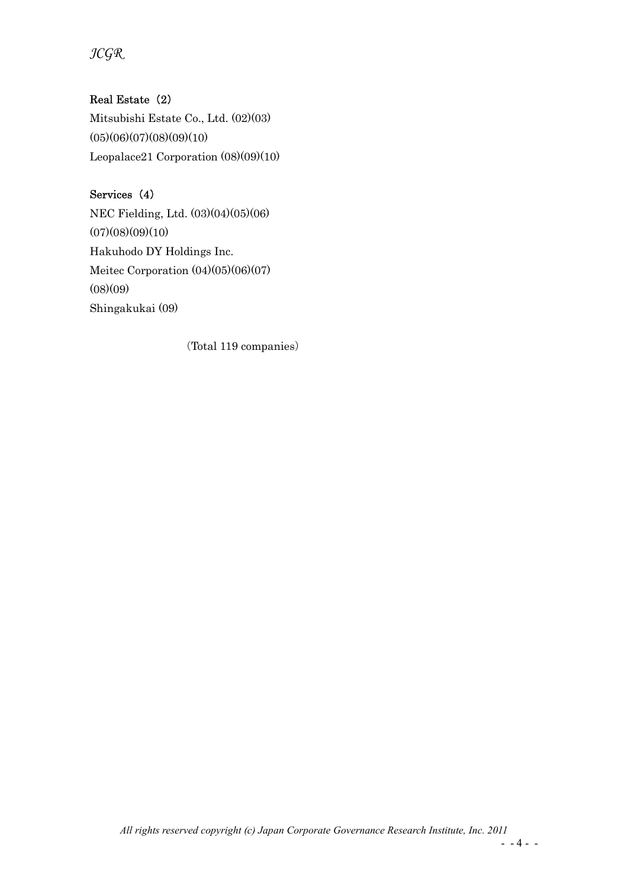**Real Estate（2）**

Mitsubishi Estate Co., Ltd. (02)(03)(05)(06)(07)(08)(09)(10)

Leopalace21 Corporation (08)(09)(10)

**Services（4）**

NEC Fielding, Ltd. (03)(04)(05)(06)(07)(08)(09)(10)

Hakuhodo DY Holdings Inc.

Meitec Corporation (04)(05)(06)(07)(08)(09)

Shingakukai (09)

（Total 119 companies）